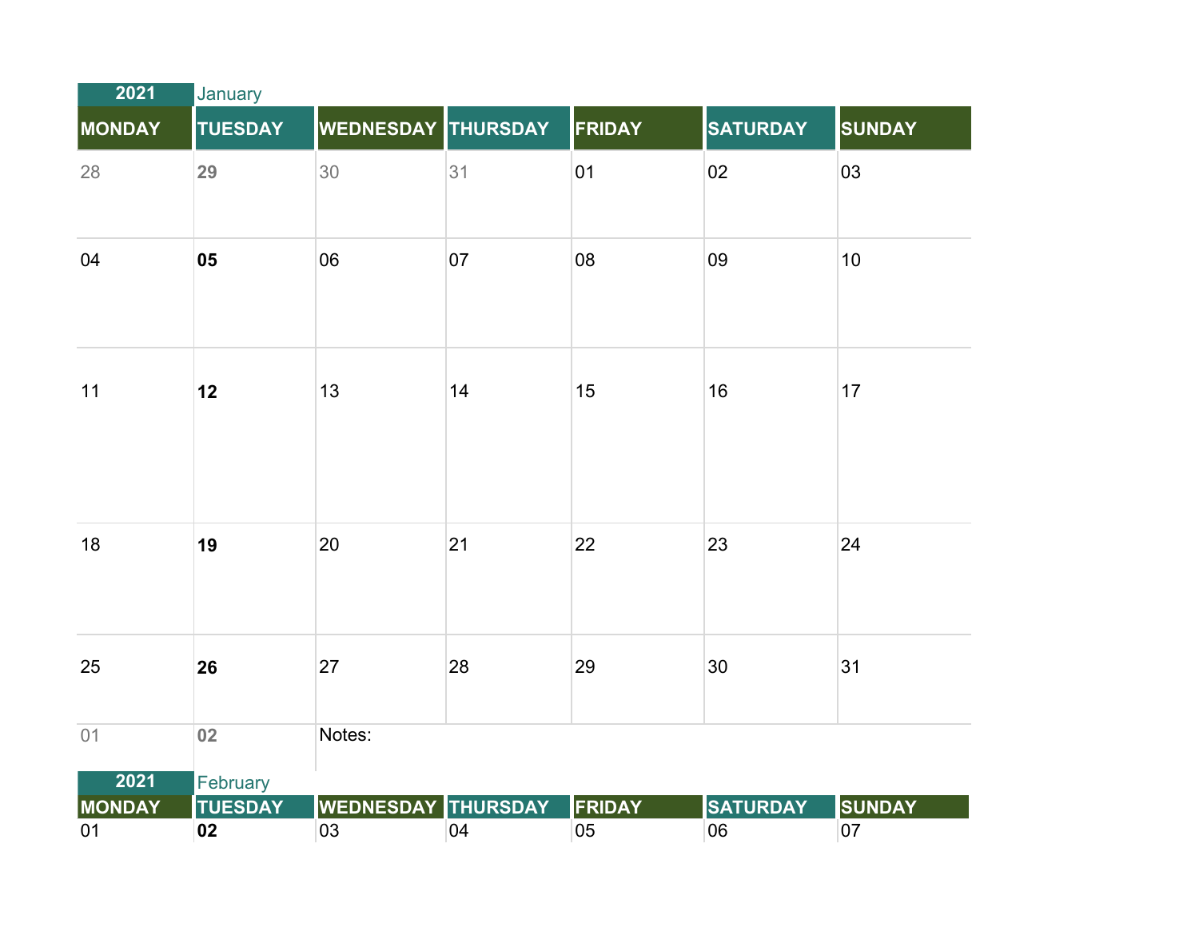2021 January

| MONDAY | TUESDAY | WEDNESDAY | THURSDAY | FRIDAY | SATURDAY | SUNDAY |
|---|---|---|---|---|---|---|
| 28 | **29** | 30 | 31 | 01 | 02 | 03 |
| 04 | **05** | 06 | 07 | 08 | 09 | 10 |
| 11 | **12** | 13 | 14 | 15 | 16 | 17 |
| 18 | **19** | 20 | 21 | 22 | 23 | 24 |
| 25 | **26** | 27 | 28 | 29 | 30 | 31 |
| 01 | **02** | Notes: | | | | |

2021 February

| MONDAY | TUESDAY | WEDNESDAY | THURSDAY | FRIDAY | SATURDAY | SUNDAY |
|---|---|---|---|---|---|---|
| 01 | **02** | 03 | 04 | 05 | 06 | 07 |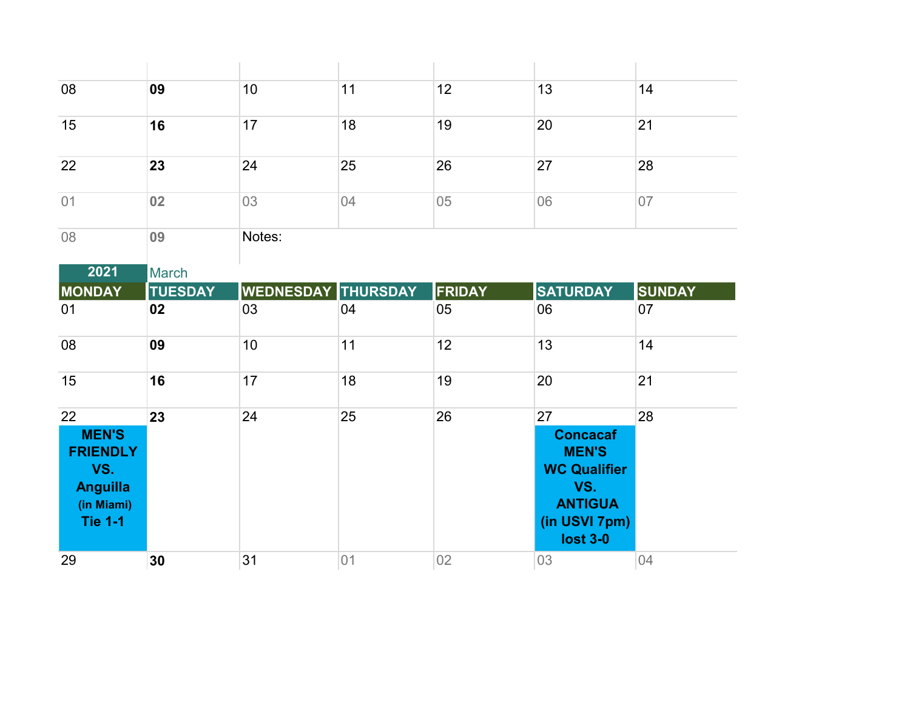| | | | | | | |
|---|---|---|---|---|---|---|
| 08 | **09** | 10 | 11 | 12 | 13 | 14 |
| 15 | **16** | 17 | 18 | 19 | 20 | 21 |
| 22 | **23** | 24 | 25 | 26 | 27 | 28 |
| 01 | **02** | 03 | 04 | 05 | 06 | 07 |
| 08 | **09** | Notes: | | | | |

**2021** March

| MONDAY | TUESDAY | WEDNESDAY | THURSDAY | FRIDAY | SATURDAY | SUNDAY |
|---|---|---|---|---|---|---|
| 01 | **02** | 03 | 04 | 05 | 06 | 07 |
| 08 | **09** | 10 | 11 | 12 | 13 | 14 |
| 15 | **16** | 17 | 18 | 19 | 20 | 21 |
| 22 **MEN'S FRIENDLY VS. Anguilla (in Miami) Tie 1-1** | **23** | 24 | 25 | 26 | 27 **Concacaf MEN'S WC Qualifier VS. ANTIGUA (in USVI 7pm) lost 3-0** | 28 |
| 29 | **30** | 31 | 01 | 02 | 03 | 04 |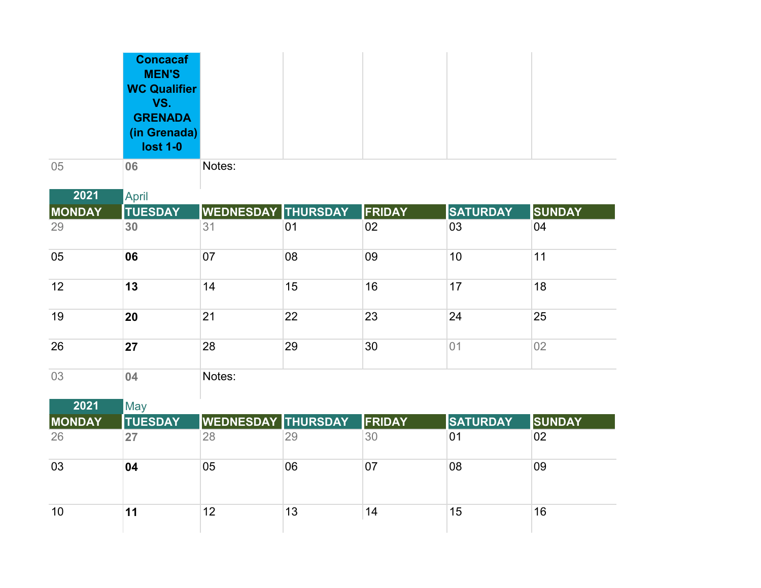| | Concacaf MEN'S WC Qualifier VS. GRENADA (in Grenada) lost 1-0 | | | | | |
|---|---|---|---|---|---|---|
| 05 | 06 | Notes: | | | | |

**2021** April

| MONDAY | TUESDAY | WEDNESDAY | THURSDAY | FRIDAY | SATURDAY | SUNDAY |
|---|---|---|---|---|---|---|
| 29 | 30 | 31 | 01 | 02 | 03 | 04 |
| 05 | 06 | 07 | 08 | 09 | 10 | 11 |
| 12 | 13 | 14 | 15 | 16 | 17 | 18 |
| 19 | 20 | 21 | 22 | 23 | 24 | 25 |
| 26 | 27 | 28 | 29 | 30 | 01 | 02 |
| 03 | 04 | Notes: | | | | |

**2021** May

| MONDAY | TUESDAY | WEDNESDAY | THURSDAY | FRIDAY | SATURDAY | SUNDAY |
|---|---|---|---|---|---|---|
| 26 | 27 | 28 | 29 | 30 | 01 | 02 |
| 03 | 04 | 05 | 06 | 07 | 08 | 09 |
| 10 | 11 | 12 | 13 | 14 | 15 | 16 |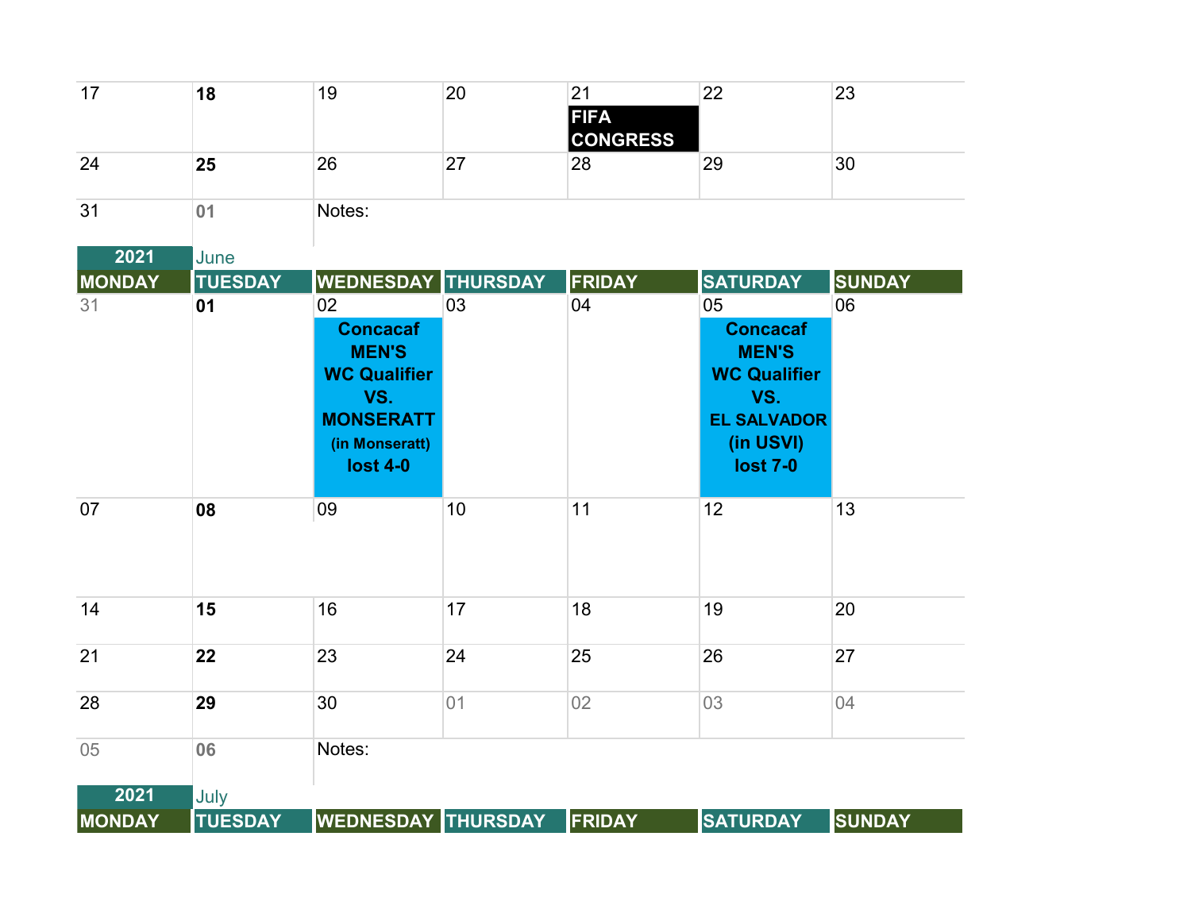| 17 | 18 | 19 | 20 | 21 FIFA CONGRESS | 22 | 23 |
|---|---|---|---|---|---|---|
| 24 | 25 | 26 | 27 | 28 | 29 | 30 |
| 31 | 01 | Notes: | | | | |

2021 June

| MONDAY | TUESDAY | WEDNESDAY | THURSDAY | FRIDAY | SATURDAY | SUNDAY |
|---|---|---|---|---|---|---|
| 31 | 01 | 02 **Concacaf MEN'S WC Qualifier VS. MONSERATT (in Monseratt) lost 4-0** | 03 | 04 | 05 **Concacaf MEN'S WC Qualifier VS. EL SALVADOR (in USVI) lost 7-0** | 06 |
| 07 | 08 | 09 | 10 | 11 | 12 | 13 |
| 14 | 15 | 16 | 17 | 18 | 19 | 20 |
| 21 | 22 | 23 | 24 | 25 | 26 | 27 |
| 28 | 29 | 30 | 01 | 02 | 03 | 04 |
| 05 | 06 | Notes: | | | | |

2021 July

| MONDAY | TUESDAY | WEDNESDAY | THURSDAY | FRIDAY | SATURDAY | SUNDAY |
|---|---|---|---|---|---|---|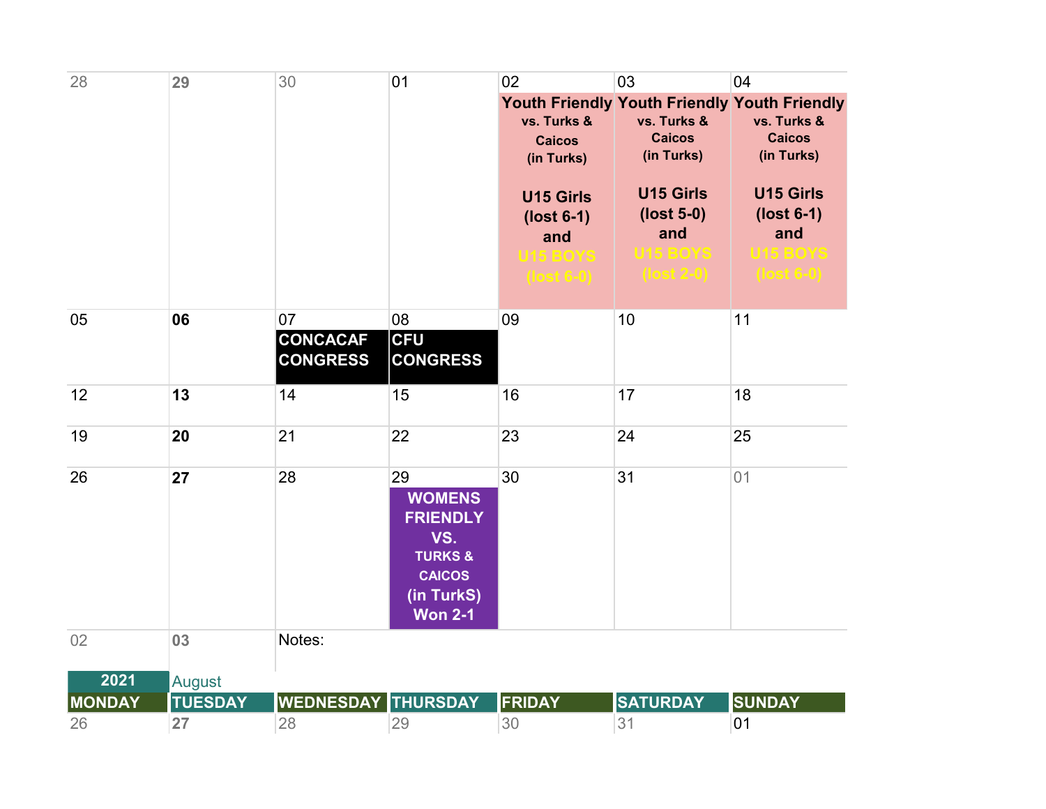| MONDAY | TUESDAY | WEDNESDAY | THURSDAY | FRIDAY | SATURDAY | SUNDAY |
|---|---|---|---|---|---|---|
| 28 | 29 | 30 | 01 | 02 **Youth Friendly** vs. Turks & Caicos (in Turks) **U15 Girls (lost 6-1) and U15 BOYS (lost 6-0)** | 03 **Youth Friendly** vs. Turks & Caicos (in Turks) **U15 Girls (lost 5-0) and U15 BOYS (lost 2-0)** | 04 **Youth Friendly** vs. Turks & Caicos (in Turks) **U15 Girls (lost 6-1) and U15 BOYS (lost 6-0)** |
| 05 | 06 | 07 **CONCACAF CONGRESS** | 08 **CFU CONGRESS** | 09 | 10 | 11 |
| 12 | 13 | 14 | 15 | 16 | 17 | 18 |
| 19 | 20 | 21 | 22 | 23 | 24 | 25 |
| 26 | 27 | 28 | 29 **WOMENS FRIENDLY VS. TURKS & CAICOS (in TurkS) Won 2-1** | 30 | 31 | 01 |
| 02 | 03 | Notes: | | | | |

**2021** August

| MONDAY | TUESDAY | WEDNESDAY | THURSDAY | FRIDAY | SATURDAY | SUNDAY |
|---|---|---|---|---|---|---|
| 26 | 27 | 28 | 29 | 30 | 31 | 01 |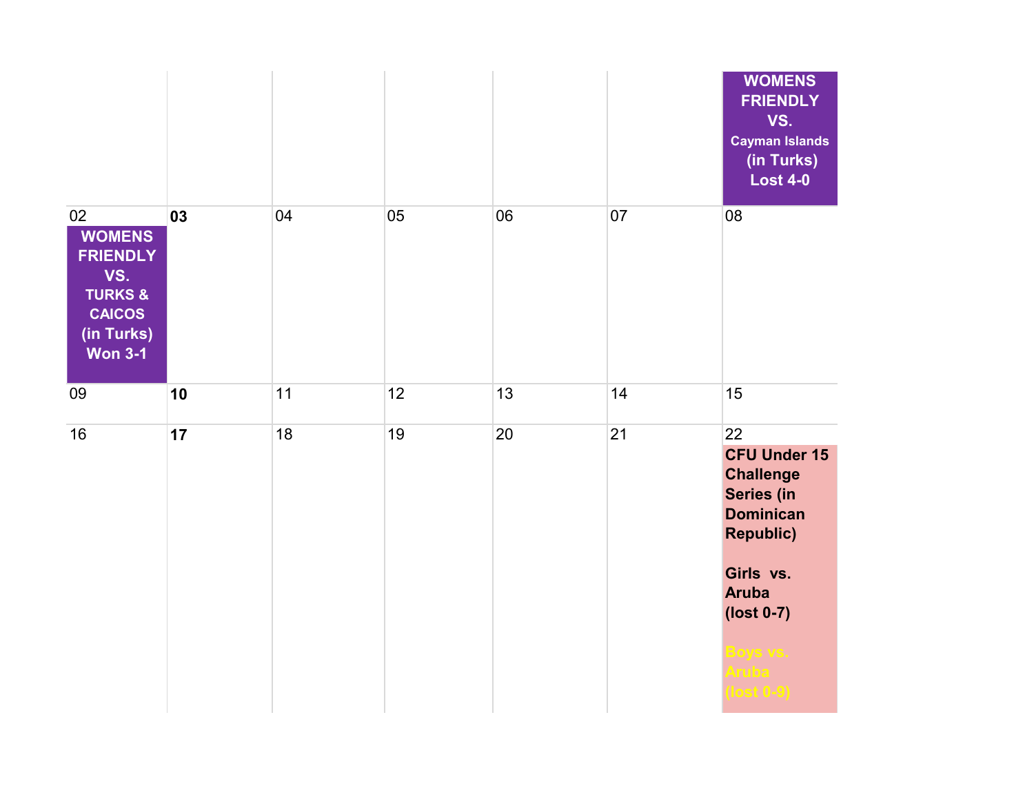|  |  |  |  |  |  | WOMENS FRIENDLY VS. Cayman Islands (in Turks) Lost 4-0 |
| --- | --- | --- | --- | --- | --- | --- |
| 02 WOMENS FRIENDLY VS. TURKS & CAICOS (in Turks) Won 3-1 | **03** | 04 | 05 | 06 | 07 | 08 |
| 09 | **10** | 11 | 12 | 13 | 14 | 15 |
| 16 | **17** | 18 | 19 | 20 | 21 | 22 **CFU Under 15 Challenge Series (in Dominican Republic)** **Girls vs. Aruba (lost 0-7)** **Boys vs. Aruba (lost 0-9)** |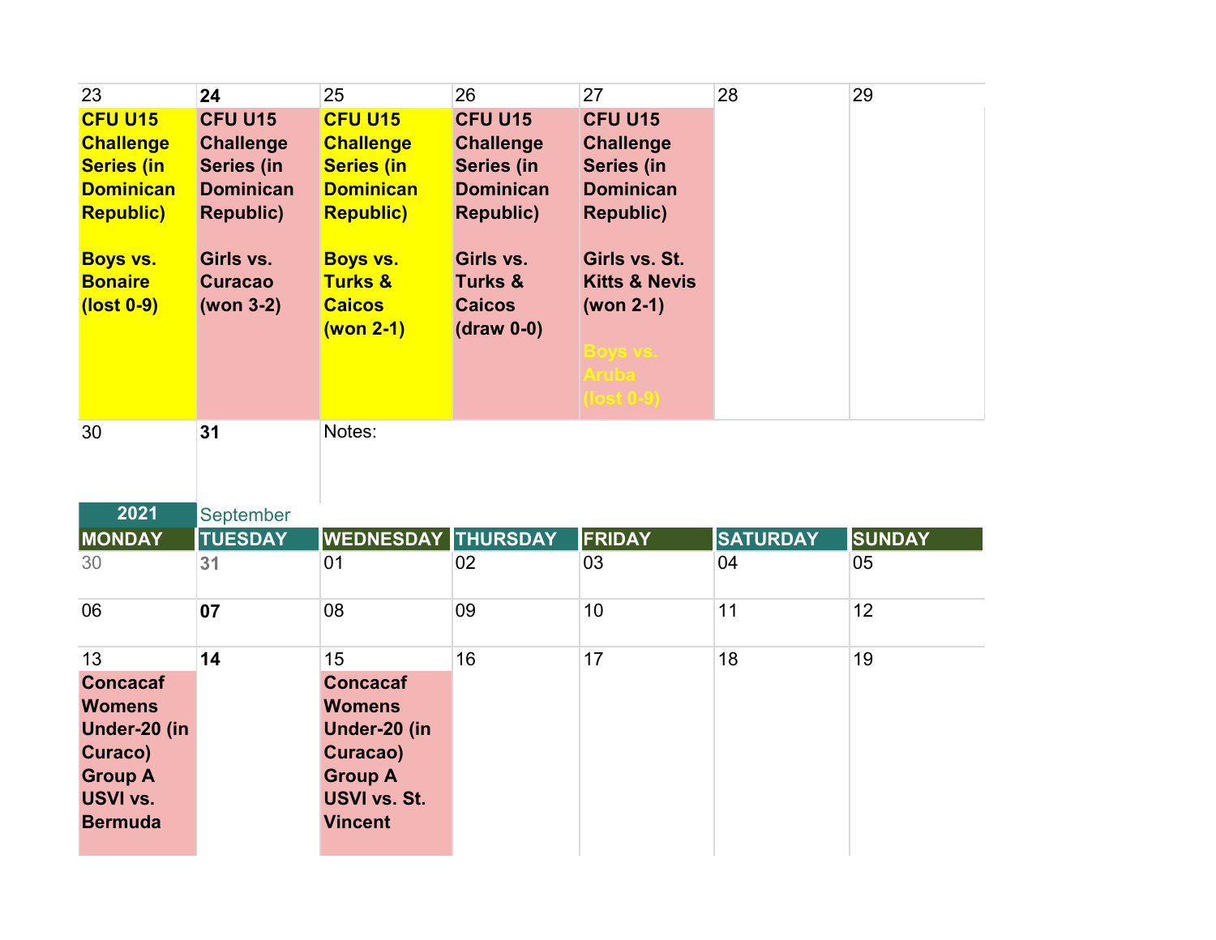| 23 | 24 | 25 | 26 | 27 | 28 | 29 |
|---|---|---|---|---|---|---|
| **CFU U15 Challenge Series (in Dominican Republic)**<br><br>**Boys vs. Bonaire (lost 0-9)** | **CFU U15 Challenge Series (in Dominican Republic)**<br><br>**Girls vs. Curacao (won 3-2)** | **CFU U15 Challenge Series (in Dominican Republic)**<br><br>**Boys vs. Turks & Caicos (won 2-1)** | **CFU U15 Challenge Series (in Dominican Republic)**<br><br>**Girls vs. Turks & Caicos (draw 0-0)** | **CFU U15 Challenge Series (in Dominican Republic)**<br><br>**Girls vs. St. Kitts & Nevis (won 2-1)**<br><br>**Boys vs. Aruba (lost 0-9)** | | |
| 30 | 31 | Notes: | | | | |

**2021** September

| MONDAY | TUESDAY | WEDNESDAY | THURSDAY | FRIDAY | SATURDAY | SUNDAY |
|---|---|---|---|---|---|---|
| 30 | 31 | 01 | 02 | 03 | 04 | 05 |
| 06 | 07 | 08 | 09 | 10 | 11 | 12 |
| 13<br>**Concacaf Womens Under-20 (in Curaco) Group A USVI vs. Bermuda** | 14 | 15<br>**Concacaf Womens Under-20 (in Curacao) Group A USVI vs. St. Vincent** | 16 | 17 | 18 | 19 |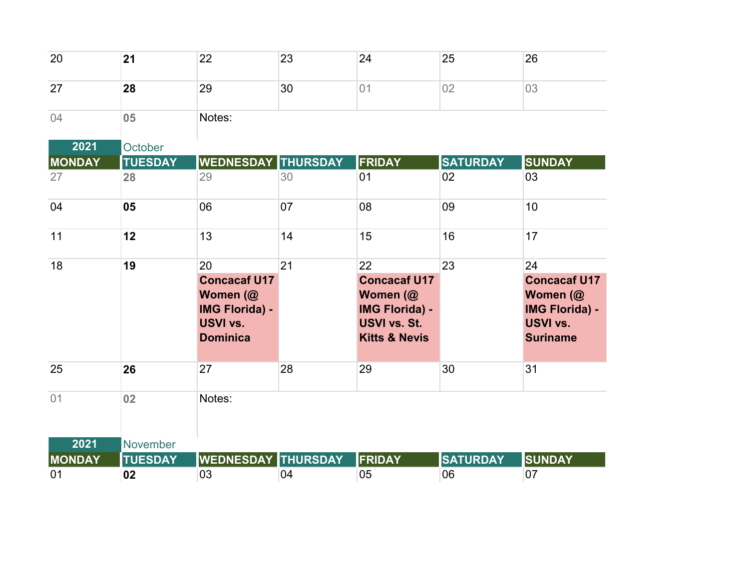| | | | | | | |
|---|---|---|---|---|---|---|
| 20 | **21** | 22 | 23 | 24 | 25 | 26 |
| 27 | **28** | 29 | 30 | 01 | 02 | 03 |
| 04 | **05** | Notes: | | | | |

**2021** October

| MONDAY | TUESDAY | WEDNESDAY | THURSDAY | FRIDAY | SATURDAY | SUNDAY |
|---|---|---|---|---|---|---|
| 27 | **28** | 29 | 30 | 01 | 02 | 03 |
| 04 | **05** | 06 | 07 | 08 | 09 | 10 |
| 11 | **12** | 13 | 14 | 15 | 16 | 17 |
| 18 | **19** | 20 **Concacaf U17 Women (@ IMG Florida) - USVI vs. Dominica** | 21 | 22 **Concacaf U17 Women (@ IMG Florida) - USVI vs. St. Kitts & Nevis** | 23 | 24 **Concacaf U17 Women (@ IMG Florida) - USVI vs. Suriname** |
| 25 | **26** | 27 | 28 | 29 | 30 | 31 |
| 01 | **02** | Notes: | | | | |

**2021** November

| MONDAY | TUESDAY | WEDNESDAY | THURSDAY | FRIDAY | SATURDAY | SUNDAY |
|---|---|---|---|---|---|---|
| 01 | **02** | 03 | 04 | 05 | 06 | 07 |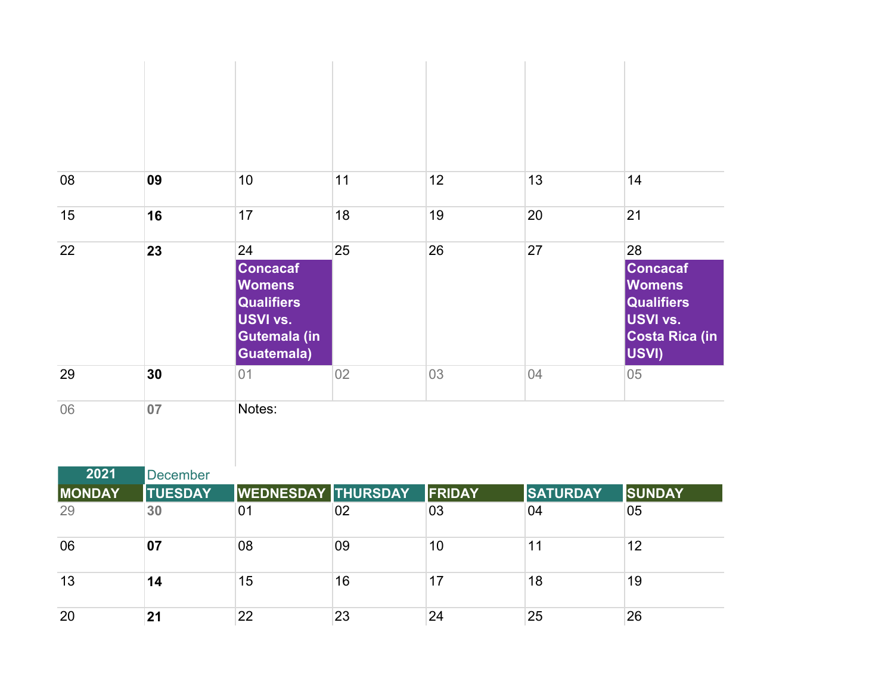| | | | | | | |
|---|---|---|---|---|---|---|
| 08 | **09** | 10 | 11 | 12 | 13 | 14 |
| 15 | **16** | 17 | 18 | 19 | 20 | 21 |
| 22 | **23** | 24 **Concacaf Womens Qualifiers USVI vs. Gutemala (in Guatemala)** | 25 | 26 | 27 | 28 **Concacaf Womens Qualifiers USVI vs. Costa Rica (in USVI)** |
| 29 | **30** | 01 | 02 | 03 | 04 | 05 |
| 06 | **07** | Notes: | | | | |

**2021** December

| MONDAY | TUESDAY | WEDNESDAY | THURSDAY | FRIDAY | SATURDAY | SUNDAY |
|---|---|---|---|---|---|---|
| 29 | **30** | 01 | 02 | 03 | 04 | 05 |
| 06 | **07** | 08 | 09 | 10 | 11 | 12 |
| 13 | **14** | 15 | 16 | 17 | 18 | 19 |
| 20 | **21** | 22 | 23 | 24 | 25 | 26 |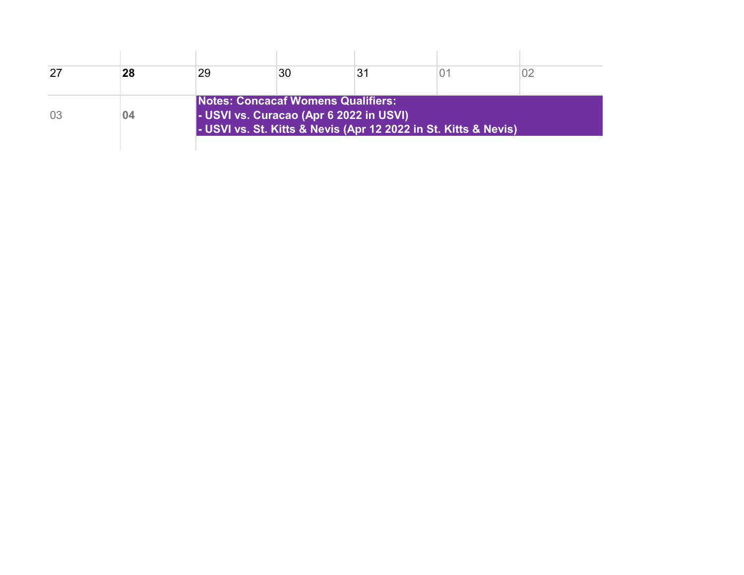| 27 | **28** | 29 | 30 | 31 | 01 | 02 |
|---|---|---|---|---|---|---|
| 03 | **04** | **Notes: Concacaf Womens Qualifiers:**<br>**- USVI vs. Curacao (Apr 6 2022 in USVI)**<br>**- USVI vs. St. Kitts & Nevis (Apr 12 2022 in St. Kitts & Nevis)** | | | | |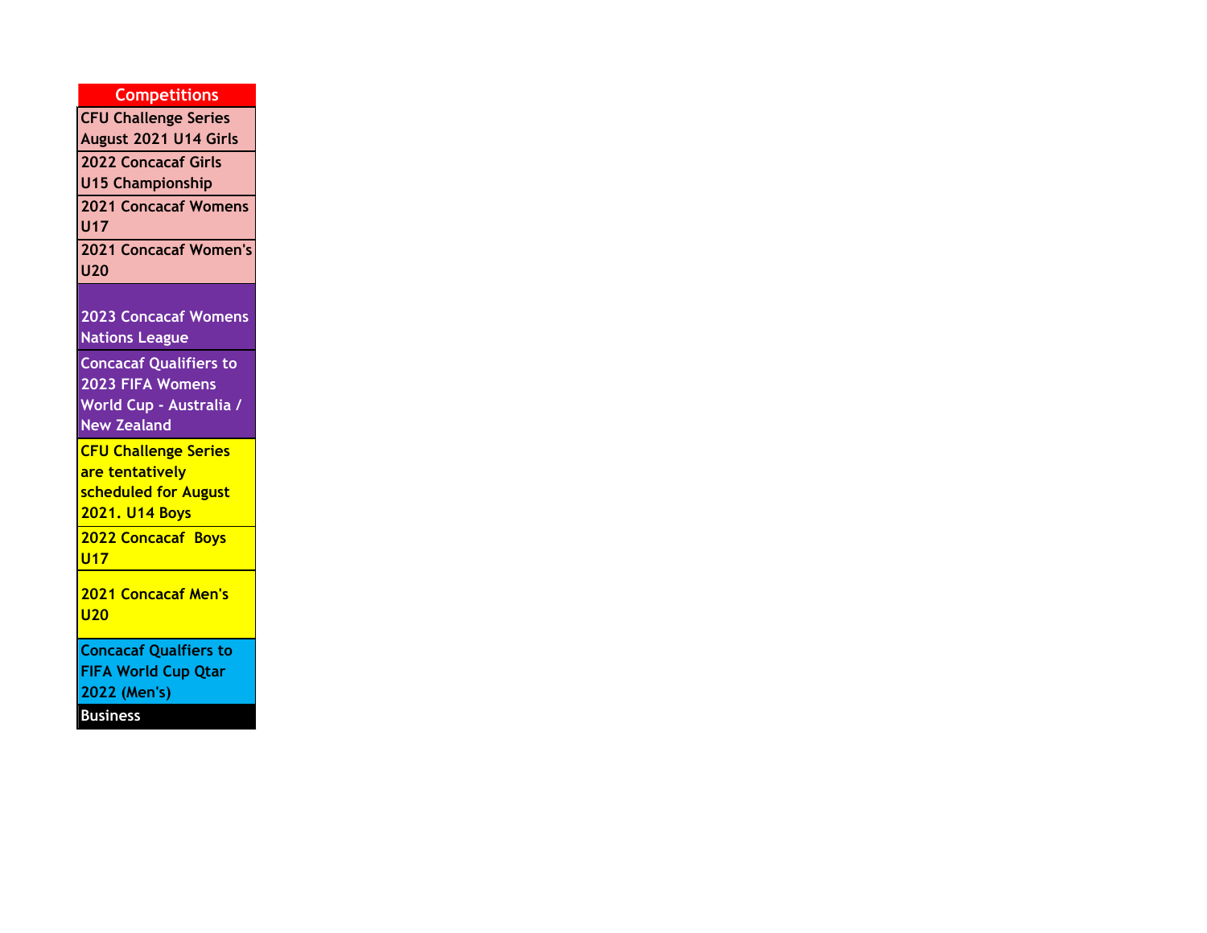| Competitions |
| --- |
| CFU Challenge Series August 2021 U14 Girls |
| 2022 Concacaf Girls U15 Championship |
| 2021 Concacaf Womens U17 |
| 2021 Concacaf Women's U20 |
| 2023 Concacaf Womens Nations League |
| Concacaf Qualifiers to 2023 FIFA Womens World Cup - Australia / New Zealand |
| CFU Challenge Series are tentatively scheduled for August 2021. U14 Boys |
| 2022 Concacaf Boys U17 |
| 2021 Concacaf Men's U20 |
| Concacaf Qualfiers to FIFA World Cup Qtar 2022 (Men's) |
| Business |